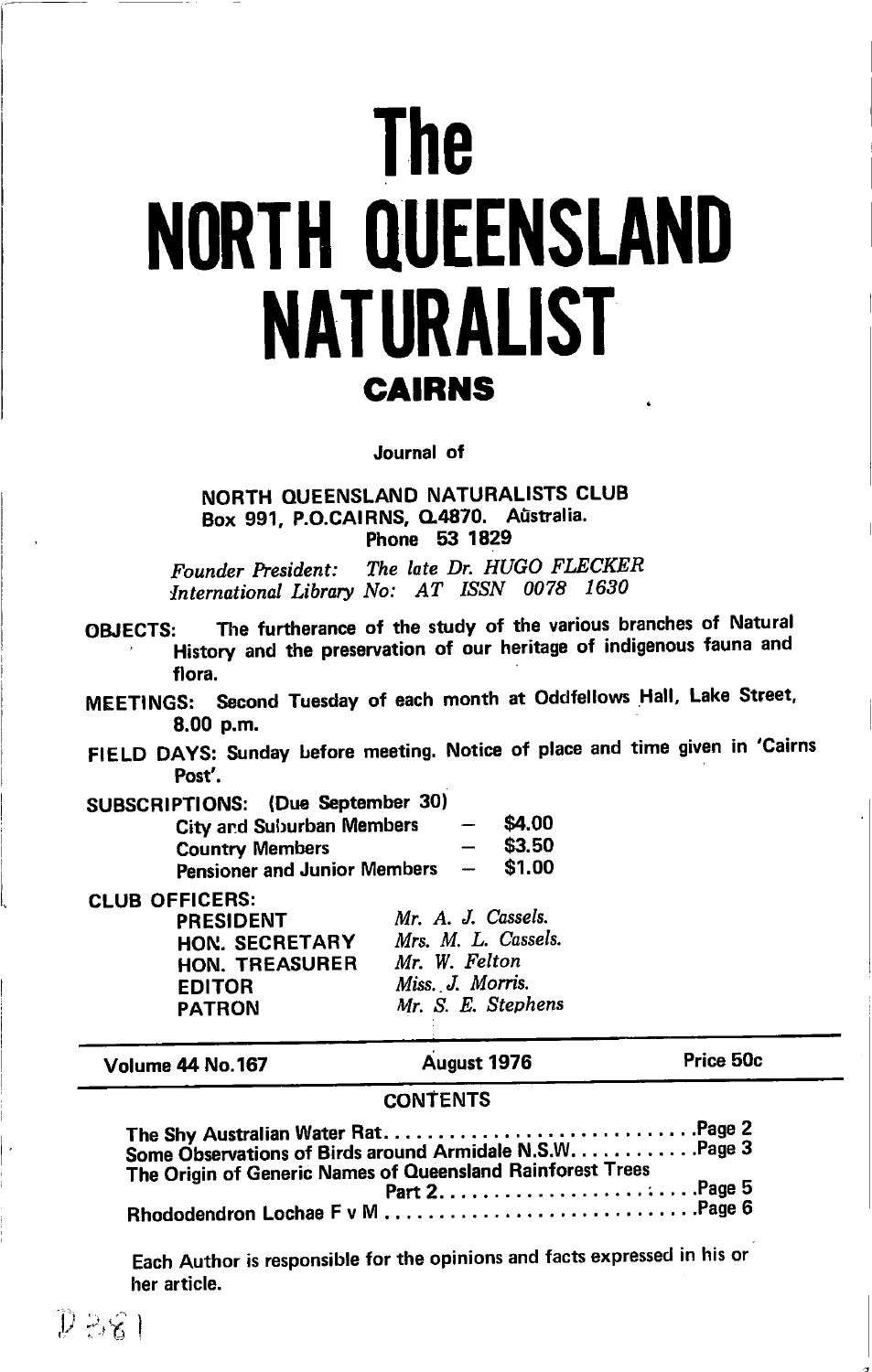# The NORTH QUEENSLAND NATURALIST

## CAIRNS

Journal of

NORTH QUEENSLAND NATURALISTS CLUB
Box 991, P.O.CAIRNS, Q.4870. Aûstralia.
Phone 53 1829

*Founder President:* *The late Dr. HUGO FLECKER*
*International Library No:* *AT ISSN 0078 1630*

**OBJECTS:** The furtherance of the study of the various branches of Natural History and the preservation of our heritage of indigenous fauna and flora.

**MEETINGS:** Second Tuesday of each month at Oddfellows Hall, Lake Street, 8.00 p.m.

**FIELD DAYS:** Sunday before meeting. Notice of place and time given in 'Cairns Post'.

**SUBSCRIPTIONS:** (Due September 30)

| | | |
|---|---|---|
| City and Suburban Members | – | $4.00 |
| Country Members | – | $3.50 |
| Pensioner and Junior Members | – | $1.00 |

**CLUB OFFICERS:**

| | |
|---|---|
| PRESIDENT | *Mr. A. J. Cassels.* |
| HON. SECRETARY | *Mrs. M. L. Cassels.* |
| HON. TREASURER | *Mr. W. Felton* |
| EDITOR | *Miss. J. Morris.* |
| PATRON | *Mr. S. E. Stephens* |

Volume 44 No.167 — August 1976 — Price 50c

## CONTENTS

The Shy Australian Water Rat ............................ Page 2
Some Observations of Birds around Armidale N.S.W. ........... Page 3
The Origin of Generic Names of Queensland Rainforest Trees Part 2 ............ Page 5
Rhododendron Lochae F v M ............................ Page 6

Each Author is responsible for the opinions and facts expressed in his or her article.

D 381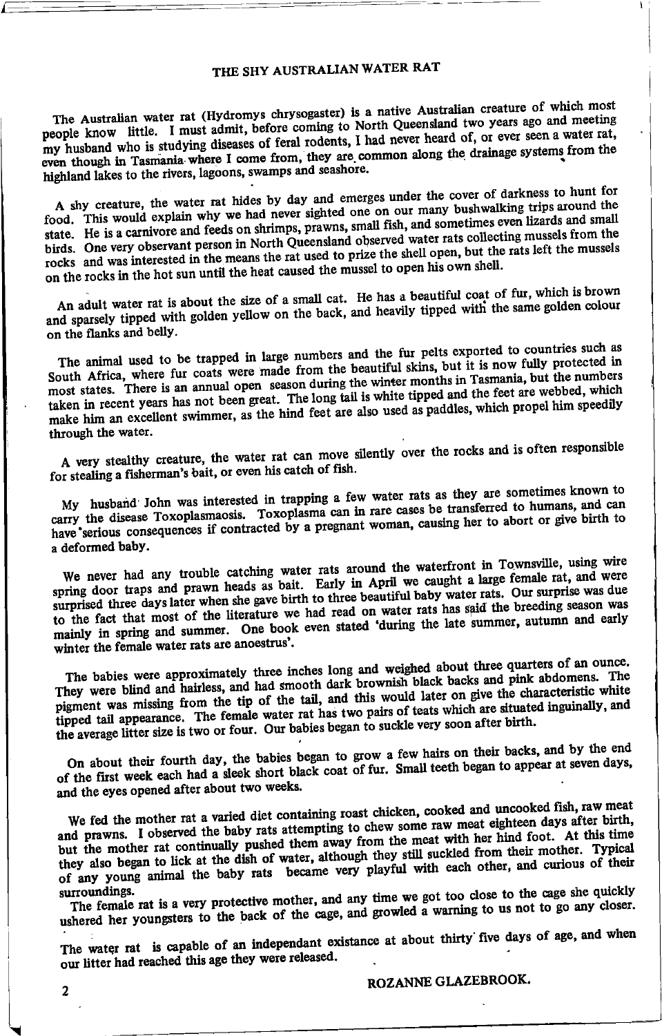# THE SHY AUSTRALIAN WATER RAT

The Australian water rat (Hydromys chrysogaster) is a native Australian creature of which most people know little. I must admit, before coming to North Queensland two years ago and meeting my husband who is studying diseases of feral rodents, I had never heard of, or ever seen a water rat, even though in Tasmania where I come from, they are common along the drainage systems from the highland lakes to the rivers, lagoons, swamps and seashore.

A shy creature, the water rat hides by day and emerges under the cover of darkness to hunt for food. This would explain why we had never sighted one on our many bushwalking trips around the state. He is a carnivore and feeds on shrimps, prawns, small fish, and sometimes even lizards and small birds. One very observant person in North Queensland observed water rats collecting mussels from the rocks and was interested in the means the rat used to prize the shell open, but the rats left the mussels on the rocks in the hot sun until the heat caused the mussel to open his own shell.

An adult water rat is about the size of a small cat. He has a beautiful coat of fur, which is brown and sparsely tipped with golden yellow on the back, and heavily tipped with the same golden colour on the flanks and belly.

The animal used to be trapped in large numbers and the fur pelts exported to countries such as South Africa, where fur coats were made from the beautiful skins, but it is now fully protected in most states. There is an annual open season during the winter months in Tasmania, but the numbers taken in recent years has not been great. The long tail is white tipped and the feet are webbed, which make him an excellent swimmer, as the hind feet are also used as paddles, which propel him speedily through the water.

A very stealthy creature, the water rat can move silently over the rocks and is often responsible for stealing a fisherman's bait, or even his catch of fish.

My husband John was interested in trapping a few water rats as they are sometimes known to carry the disease Toxoplasmaosis. Toxoplasma can in rare cases be transferred to humans, and can have serious consequences if contracted by a pregnant woman, causing her to abort or give birth to a deformed baby.

We never had any trouble catching water rats around the waterfront in Townsville, using wire spring door traps and prawn heads as bait. Early in April we caught a large female rat, and were surprised three days later when she gave birth to three beautiful baby water rats. Our surprise was due to the fact that most of the literature we had read on water rats has said the breeding season was mainly in spring and summer. One book even stated 'during the late summer, autumn and early winter the female water rats are anoestrus'.

The babies were approximately three inches long and weighed about three quarters of an ounce. They were blind and hairless, and had smooth dark brownish black backs and pink abdomens. The pigment was missing from the tip of the tail, and this would later on give the characteristic white tipped tail appearance. The female water rat has two pairs of teats which are situated inguinally, and the average litter size is two or four. Our babies began to suckle very soon after birth.

On about their fourth day, the babies began to grow a few hairs on their backs, and by the end of the first week each had a sleek short black coat of fur. Small teeth began to appear at seven days, and the eyes opened after about two weeks.

We fed the mother rat a varied diet containing roast chicken, cooked and uncooked fish, raw meat and prawns. I observed the baby rats attempting to chew some raw meat eighteen days after birth, but the mother rat continually pushed them away from the meat with her hind foot. At this time they also began to lick at the dish of water, although they still suckled from their mother. Typical of any young animal the baby rats became very playful with each other, and curious of their surroundings.

The female rat is a very protective mother, and any time we got too close to the cage she quickly ushered her youngsters to the back of the cage, and growled a warning to us not to go any closer.

The water rat is capable of an independant existance at about thirty five days of age, and when our litter had reached this age they were released.

ROZANNE GLAZEBROOK.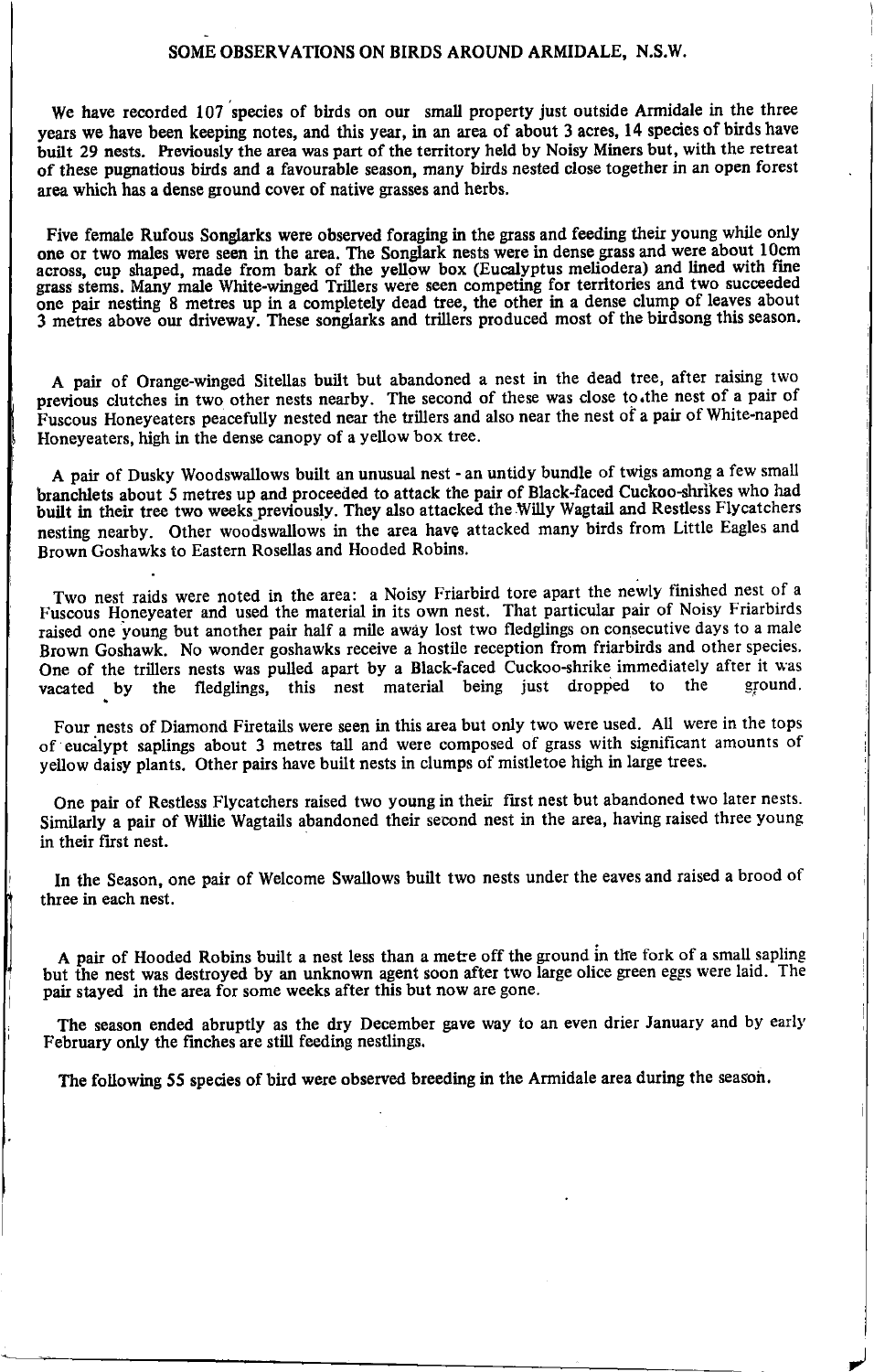## SOME OBSERVATIONS ON BIRDS AROUND ARMIDALE, N.S.W.

We have recorded 107 species of birds on our small property just outside Armidale in the three years we have been keeping notes, and this year, in an area of about 3 acres, 14 species of birds have built 29 nests. Previously the area was part of the territory held by Noisy Miners but, with the retreat of these pugnatious birds and a favourable season, many birds nested close together in an open forest area which has a dense ground cover of native grasses and herbs.

Five female Rufous Songlarks were observed foraging in the grass and feeding their young while only one or two males were seen in the area. The Songlark nests were in dense grass and were about 10cm across, cup shaped, made from bark of the yellow box (Eucalyptus meliodera) and lined with fine grass stems. Many male White-winged Trillers were seen competing for territories and two succeeded one pair nesting 8 metres up in a completely dead tree, the other in a dense clump of leaves about 3 metres above our driveway. These songlarks and trillers produced most of the birdsong this season.

A pair of Orange-winged Sitellas built but abandoned a nest in the dead tree, after raising two previous clutches in two other nests nearby. The second of these was close to the nest of a pair of Fuscous Honeyeaters peacefully nested near the trillers and also near the nest of a pair of White-naped Honeyeaters, high in the dense canopy of a yellow box tree.

A pair of Dusky Woodswallows built an unusual nest - an untidy bundle of twigs among a few small branchlets about 5 metres up and proceeded to attack the pair of Black-faced Cuckoo-shrikes who had built in their tree two weeks previously. They also attacked the Willy Wagtail and Restless Flycatchers nesting nearby. Other woodswallows in the area have attacked many birds from Little Eagles and Brown Goshawks to Eastern Rosellas and Hooded Robins.

Two nest raids were noted in the area: a Noisy Friarbird tore apart the newly finished nest of a Fuscous Honeyeater and used the material in its own nest. That particular pair of Noisy Friarbirds raised one young but another pair half a mile away lost two fledglings on consecutive days to a male Brown Goshawk. No wonder goshawks receive a hostile reception from friarbirds and other species. One of the trillers nests was pulled apart by a Black-faced Cuckoo-shrike immediately after it was vacated by the fledglings, this nest material being just dropped to the ground.

Four nests of Diamond Firetails were seen in this area but only two were used. All were in the tops of eucalypt saplings about 3 metres tall and were composed of grass with significant amounts of yellow daisy plants. Other pairs have built nests in clumps of mistletoe high in large trees.

One pair of Restless Flycatchers raised two young in their first nest but abandoned two later nests. Similarly a pair of Willie Wagtails abandoned their second nest in the area, having raised three young in their first nest.

In the Season, one pair of Welcome Swallows built two nests under the eaves and raised a brood of three in each nest.

A pair of Hooded Robins built a nest less than a metre off the ground in the fork of a small sapling but the nest was destroyed by an unknown agent soon after two large olice green eggs were laid. The pair stayed in the area for some weeks after this but now are gone.

The season ended abruptly as the dry December gave way to an even drier January and by early February only the finches are still feeding nestlings.

The following 55 species of bird were observed breeding in the Armidale area during the season.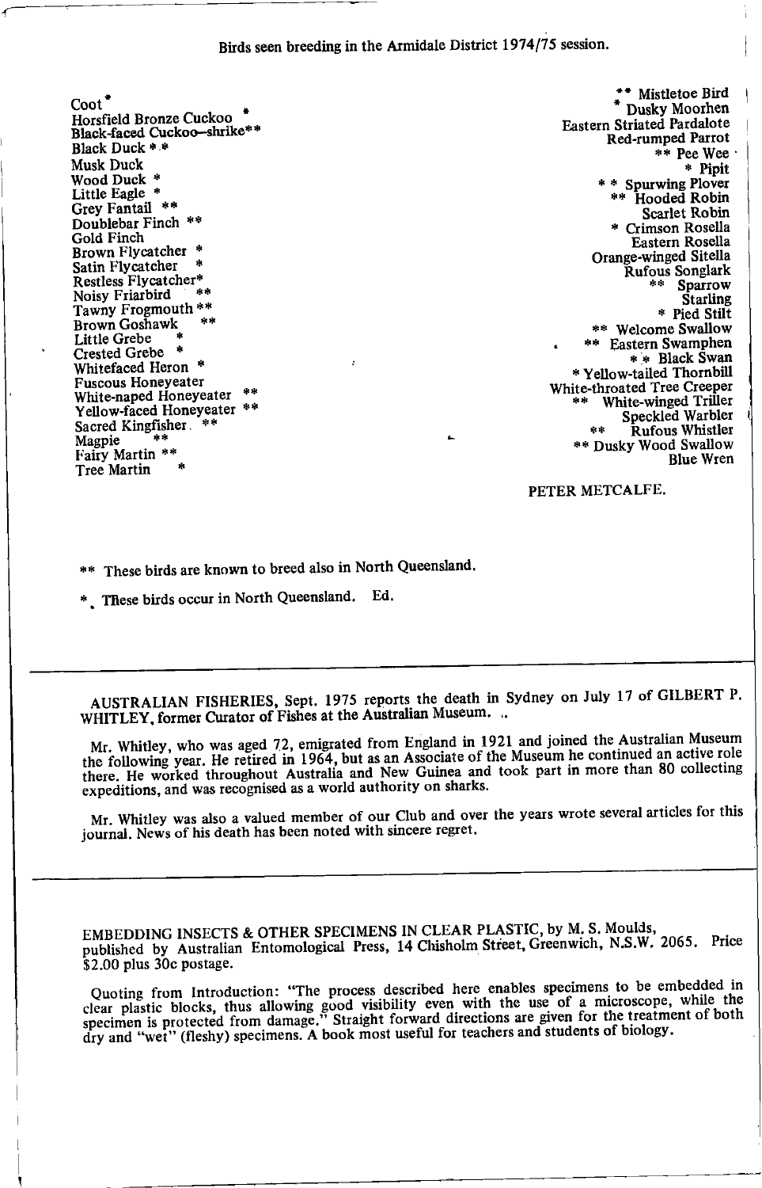## Birds seen breeding in the Armidale District 1974/75 session.

Coot *
Horsfield Bronze Cuckoo *
Black-faced Cuckoo–shrike**
Black Duck **
Musk Duck
Wood Duck *
Little Eagle *
Grey Fantail **
Doublebar Finch **
Gold Finch
Brown Flycatcher *
Satin Flycatcher *
Restless Flycatcher*
Noisy Friarbird **
Tawny Frogmouth **
Brown Goshawk **
Little Grebe *
Crested Grebe *
Whitefaced Heron *
Fuscous Honeyeater
White-naped Honeyeater **
Yellow-faced Honeyeater **
Sacred Kingfisher **
Magpie **
Fairy Martin **
Tree Martin *

** Mistletoe Bird
* Dusky Moorhen
Eastern Striated Pardalote
Red-rumped Parrot
** Pee Wee
* Pipit
** Spurwing Plover
** Hooded Robin
Scarlet Robin
* Crimson Rosella
Eastern Rosella
Orange-winged Sitella
Rufous Songlark
** Sparrow
Starling
* Pied Stilt
** Welcome Swallow
** Eastern Swamphen
** Black Swan
* Yellow-tailed Thornbill
White-throated Tree Creeper
** White-winged Triller
Speckled Warbler
** Rufous Whistler
** Dusky Wood Swallow
Blue Wren

PETER METCALFE.

** These birds are known to breed also in North Queensland.

* These birds occur in North Queensland. Ed.

---

AUSTRALIAN FISHERIES, Sept. 1975 reports the death in Sydney on July 17 of GILBERT P. WHITLEY, former Curator of Fishes at the Australian Museum.

Mr. Whitley, who was aged 72, emigrated from England in 1921 and joined the Australian Museum the following year. He retired in 1964, but as an Associate of the Museum he continued an active role there. He worked throughout Australia and New Guinea and took part in more than 80 collecting expeditions, and was recognised as a world authority on sharks.

Mr. Whitley was also a valued member of our Club and over the years wrote several articles for this journal. News of his death has been noted with sincere regret.

---

EMBEDDING INSECTS & OTHER SPECIMENS IN CLEAR PLASTIC, by M. S. Moulds, published by Australian Entomological Press, 14 Chisholm Street, Greenwich, N.S.W. 2065. Price $2.00 plus 30c postage.

Quoting from Introduction: "The process described here enables specimens to be embedded in clear plastic blocks, thus allowing good visibility even with the use of a microscope, while the specimen is protected from damage." Straight forward directions are given for the treatment of both dry and "wet" (fleshy) specimens. A book most useful for teachers and students of biology.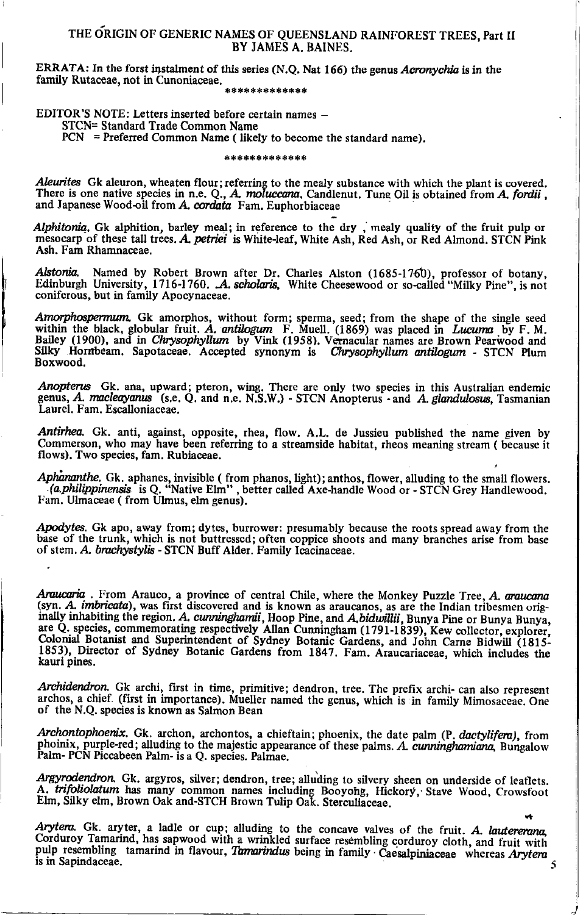# THE ORIGIN OF GENERIC NAMES OF QUEENSLAND RAINFOREST TREES, Part II

BY JAMES A. BAINES.

ERRATA: In the forst instalment of this series (N.Q. Nat 166) the genus *Acronychia* is in the family Rutaceae, not in Cunoniaceae.

\*\*\*\*\*\*\*\*\*\*\*\*\*

EDITOR'S NOTE: Letters inserted before certain names –
STCN= Standard Trade Common Name
PCN = Preferred Common Name ( likely to become the standard name).

\*\*\*\*\*\*\*\*\*\*\*\*\*

*Aleurites* Gk aleuron, wheaten flour; referring to the mealy substance with which the plant is covered. There is one native species in n.e. Q., *A. moluccana*, Candlenut. Tung Oil is obtained from *A. fordii*, and Japanese Wood-oil from *A. cordata* Fam. Euphorbiaceae

*Alphitonia*. Gk alphition, barley meal; in reference to the dry , mealy quality of the fruit pulp or mesocarp of these tall trees. *A. petriei* is White-leaf, White Ash, Red Ash, or Red Almond. STCN Pink Ash. Fam Rhamnaceae.

*Alstonia*. Named by Robert Brown after Dr. Charles Alston (1685-1760), professor of botany, Edinburgh University, 1716-1760. *A. scholaris*, White Cheesewood or so-called "Milky Pine", is not coniferous, but in family Apocynaceae.

*Amorphospermum*. Gk amorphos, without form; sperma, seed; from the shape of the single seed within the black, globular fruit. *A. antilogum* F. Muell. (1869) was placed in *Lucuma* by F. M. Bailey (1900), and in *Chrysophyllum* by Vink (1958). Vernacular names are Brown Pearwood and Silky Hornbeam. Sapotaceae. Accepted synonym is *Chrysophyllum antilogum* - STCN Plum Boxwood.

*Anopterus* Gk. ana, upward; pteron, wing. There are only two species in this Australian endemic genus, *A. macleayanus* (s.e. Q. and n.e. N.S.W.) - STCN Anopterus - and *A. glandulosus*, Tasmanian Laurel. Fam. Escalloniaceae.

*Antirhea*. Gk. anti, against, opposite, rhea, flow. A.L. de Jussieu published the name given by Commerson, who may have been referring to a streamside habitat, rheos meaning stream ( because it flows). Two species, fam. Rubiaceae.

*Aphananthe*. Gk. aphanes, invisible ( from phanos, light); anthos, flower, alluding to the small flowers. *(a.philippinensis* is Q. "Native Elm" , better called Axe-handle Wood or - STCN Grey Handlewood. Fam. Ulmaceae ( from Ulmus, elm genus).

*Apodytes*. Gk apo, away from; dytes, burrower: presumably because the roots spread away from the base of the trunk, which is not buttressed; often coppice shoots and many branches arise from base of stem. *A. brachystylis* - STCN Buff Alder. Family Icacinaceae.

*Araucaria* . From Arauco, a province of central Chile, where the Monkey Puzzle Tree, *A. araucana* (syn. *A. imbricata*), was first discovered and is known as araucanos, as are the Indian tribesmen originally inhabiting the region. *A. cunninghamii*, Hoop Pine, and *A.bidwillii*, Bunya Pine or Bunya Bunya, are Q. species, commemorating respectively Allan Cunningham (1791-1839), Kew collector, explorer, Colonial Botanist and Superintendent of Sydney Botanic Gardens, and John Carne Bidwill (1815-1853), Director of Sydney Botanic Gardens from 1847. Fam. Araucariaceae, which includes the kauri pines.

*Archidendron*. Gk archi, first in time, primitive; dendron, tree. The prefix archi- can also represent archos, a chief (first in importance). Mueller named the genus, which is in family Mimosaceae. One of the N.Q. species is known as Salmon Bean

*Archontophoenix*. Gk. archon, archontos, a chieftain; phoenix, the date palm (*P. dactylifera*), from phoinix, purple-red; alluding to the majestic appearance of these palms. *A. cunninghamiana*, Bungalow Palm- PCN Piccabeen Palm- is a Q. species. Palmae.

*Argyrodendron*. Gk. argyros, silver; dendron, tree; alluding to silvery sheen on underside of leaflets. A. *trifoliolatum* has many common names including Booyong, Hickory, Stave Wood, Crowsfoot Elm, Silky elm, Brown Oak and-STCH Brown Tulip Oak. Sterculiaceae.

*Arytera*. Gk. aryter, a ladle or cup; alluding to the concave valves of the fruit. *A. lautererana*, Corduroy Tamarind, has sapwood with a wrinkled surface resembling corduroy cloth, and fruit with pulp resembling tamarind in flavour, *Tamarindus* being in family Caesalpiniaceae whereas *Arytera* is in Sapindaceae.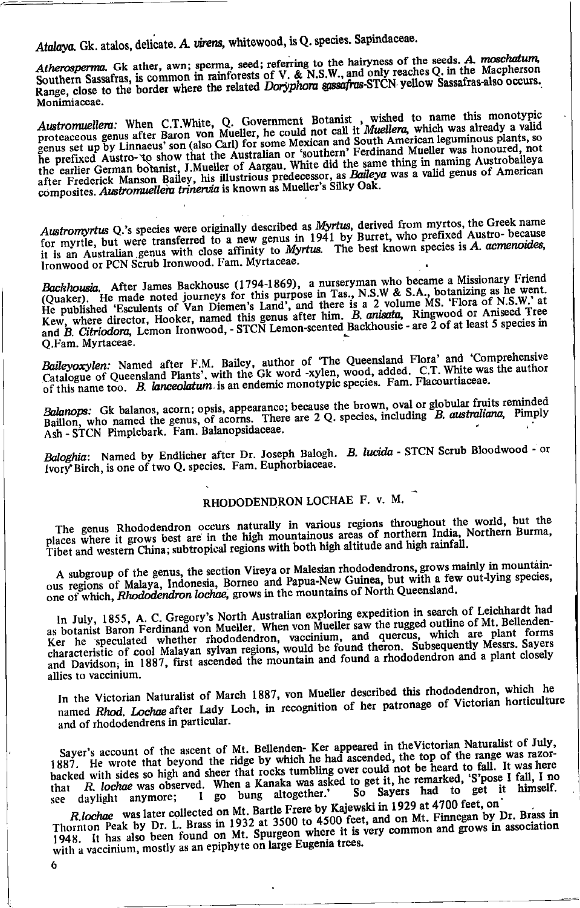*Atalaya*. Gk. atalos, delicate. *A. virens*, whitewood, is Q. species. Sapindaceae.

*Atherosperma*. Gk ather, awn; sperma, seed; referring to the hairyness of the seeds. *A. moschatum*, Southern Sassafras, is common in rainforests of V. & N.S.W., and only reaches Q. in the Macpherson Range, close to the border where the related *Doryphora sassafras*-STCN yellow Sassafras-also occurs. Monimiaceae.

*Austromuellera:* When C.T.White, Q. Government Botanist , wished to name this monotypic proteaceous genus after Baron von Mueller, he could not call it *Muellera*, which was already a valid genus set up by Linnaeus' son (also Carl) for some Mexican and South American leguminous plants, so he prefixed Austro- to show that the Australian or 'southern' Ferdinand Mueller was honoured, not the earlier German botanist, J.Mueller of Aargau. White did the same thing in naming Austrobaileya after Frederick Manson Bailey, his illustrious predecessor, as *Baileya* was a valid genus of American composites. *Austromuellera trinervia* is known as Mueller's Silky Oak.

*Austromyrtus* Q.'s species were originally described as *Myrtus*, derived from myrtos, the Greek name for myrtle, but were transferred to a new genus in 1941 by Burret, who prefixed Austro- because it is an Australian genus with close affinity to *Myrtus*. The best known species is *A. acmenoides*, Ironwood or PCN Scrub Ironwood. Fam. Myrtaceae.

*Backhousia*. After James Backhouse (1794-1869), a nurseryman who became a Missionary Friend (Quaker). He made noted journeys for this purpose in Tas., N.S.W & S.A., botanizing as he went. He published 'Esculents of Van Diemen's Land', and there is a 2 volume MS. 'Flora of N.S.W.' at Kew, where director, Hooker, named this genus after him. *B. anisata*, Ringwood or Aniseed Tree and *B. Citriodora*, Lemon Ironwood, - STCN Lemon-scented Backhousie - are 2 of at least 5 species in Q.Fam. Myrtaceae.

*Baileyoxylen:* Named after F.M. Bailey, author of 'The Queensland Flora' and 'Comprehensive Catalogue of Queensland Plants', with the Gk word -xylen, wood, added. C.T. White was the author of this name too. *B. lanceolatum* is an endemic monotypic species. Fam. Flacourtiaceae.

*Balanops:* Gk balanos, acorn; opsis, appearance; because the brown, oval or globular fruits reminded Baillon, who named the genus, of acorns. There are 2 Q. species, including *B. australiana*, Pimply Ash - STCN Pimplebark. Fam. Balanopsidaceae.

*Baloghia:* Named by Endlicher after Dr. Joseph Balogh. *B. lucida* - STCN Scrub Bloodwood - or Ivory Birch, is one of two Q. species. Fam. Euphorbiaceae.

## RHODODENDRON LOCHAE F. v. M.

The genus Rhododendron occurs naturally in various regions throughout the world, but the places where it grows best are in the high mountainous areas of northern India, Northern Burma, Tibet and western China; subtropical regions with both high altitude and high rainfall.

A subgroup of the genus, the section Vireya or Malesian rhododendrons, grows mainly in mountainous regions of Malaya, Indonesia, Borneo and Papua-New Guinea, but with a few out-lying species, one of which, *Rhododendron lochae*, grows in the mountains of North Queensland.

In July, 1855, A. C. Gregory's North Australian exploring expedition in search of Leichhardt had as botanist Baron Ferdinand von Mueller. When von Mueller saw the rugged outline of Mt. Bellenden-Ker he speculated whether rhododendron, vaccinium, and quercus, which are plant forms characteristic of cool Malayan sylvan regions, would be found theron. Subsequently Messrs. Sayers and Davidson, in 1887, first ascended the mountain and found a rhododendron and a plant closely allies to vaccinium.

In the Victorian Naturalist of March 1887, von Mueller described this rhododendron, which he named *Rhod. Lochae* after Lady Loch, in recognition of her patronage of Victorian horticulture and of rhododendrens in particular.

Sayer's account of the ascent of Mt. Bellenden- Ker appeared in theVictorian Naturalist of July, 1887. He wrote that beyond the ridge by which he had ascended, the top of the range was razor-backed with sides so high and sheer that rocks tumbling over could not be heard to fall. It was here that *R. lochae* was observed. When a Kanaka was asked to get it, he remarked, 'S'pose I fall, I no see daylight anymore; I go bung altogether.' So Sayers had to get it himself.

*R.lochae* was later collected on Mt. Bartle Frere by Kajewski in 1929 at 4700 feet, on Thornton Peak by Dr. L. Brass in 1932 at 3500 to 4500 feet, and on Mt. Finnegan by Dr. Brass in 1948. It has also been found on Mt. Spurgeon where it is very common and grows in association with a vaccinium, mostly as an epiphyte on large Eugenia trees.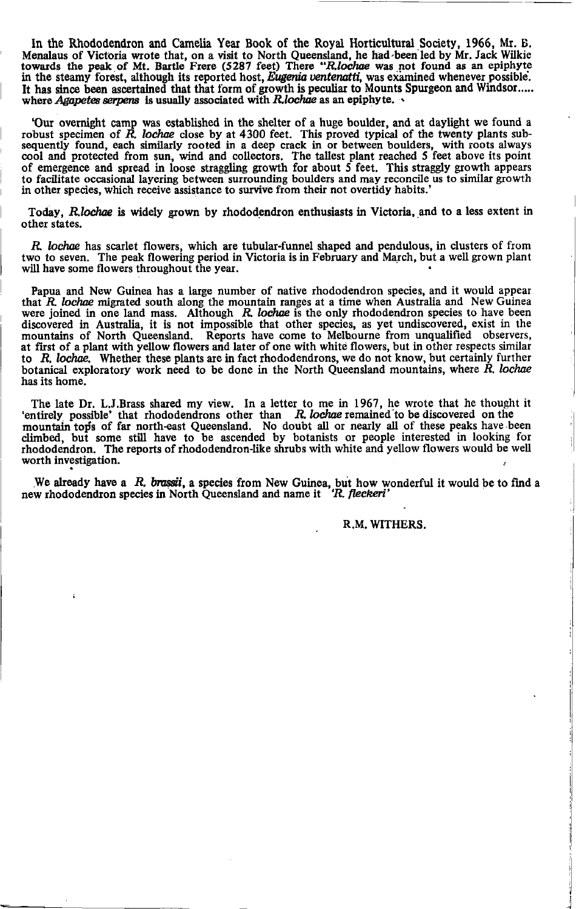In the Rhododendron and Camelia Year Book of the Royal Horticultural Society, 1966, Mr. B. Menalaus of Victoria wrote that, on a visit to North Queensland, he had been led by Mr. Jack Wilkie towards the peak of Mt. Bartle Frere (5287 feet) There "*R.lochae* was not found as an epiphyte in the steamy forest, although its reported host, *Eugenia ventenatti*, was examined whenever possible. It has since been ascertained that that form of growth is peculiar to Mounts Spurgeon and Windsor..... where *Agapetes serpens* is usually associated with *R.lochae* as an epiphyte.

'Our overnight camp was established in the shelter of a huge boulder, and at daylight we found a robust specimen of *R. lochae* close by at 4300 feet. This proved typical of the twenty plants subsequently found, each similarly rooted in a deep crack in or between boulders, with roots always cool and protected from sun, wind and collectors. The tallest plant reached 5 feet above its point of emergence and spread in loose straggling growth for about 5 feet. This straggly growth appears to facilitate occasional layering between surrounding boulders and may reconcile us to similar growth in other species, which receive assistance to survive from their not overtidy habits.'

Today, *R.lochae* is widely grown by rhododendron enthusiasts in Victoria, and to a less extent in other states.

*R. lochae* has scarlet flowers, which are tubular-funnel shaped and pendulous, in clusters of from two to seven. The peak flowering period in Victoria is in February and March, but a well grown plant will have some flowers throughout the year.

Papua and New Guinea has a large number of native rhododendron species, and it would appear that *R. lochae* migrated south along the mountain ranges at a time when Australia and New Guinea were joined in one land mass. Although *R. lochae* is the only rhododendron species to have been discovered in Australia, it is not impossible that other species, as yet undiscovered, exist in the mountains of North Queensland. Reports have come to Melbourne from unqualified observers, at first of a plant with yellow flowers and later of one with white flowers, but in other respects similar to *R. lochae*. Whether these plants are in fact rhododendrons, we do not know, but certainly further botanical exploratory work need to be done in the North Queensland mountains, where *R. lochae* has its home.

The late Dr. L.J.Brass shared my view. In a letter to me in 1967, he wrote that he thought it 'entirely possible' that rhododendrons other than *R. lochae* remained to be discovered on the mountain tops of far north-east Queensland. No doubt all or nearly all of these peaks have been climbed, but some still have to be ascended by botanists or people interested in looking for rhododendron. The reports of rhododendron-like shrubs with white and yellow flowers would be well worth investigation.

We already have a *R. brassii*, a species from New Guinea, but how wonderful it would be to find a new rhododendron species in North Queensland and name it *'R. fleckeri'*

R.M. WITHERS.